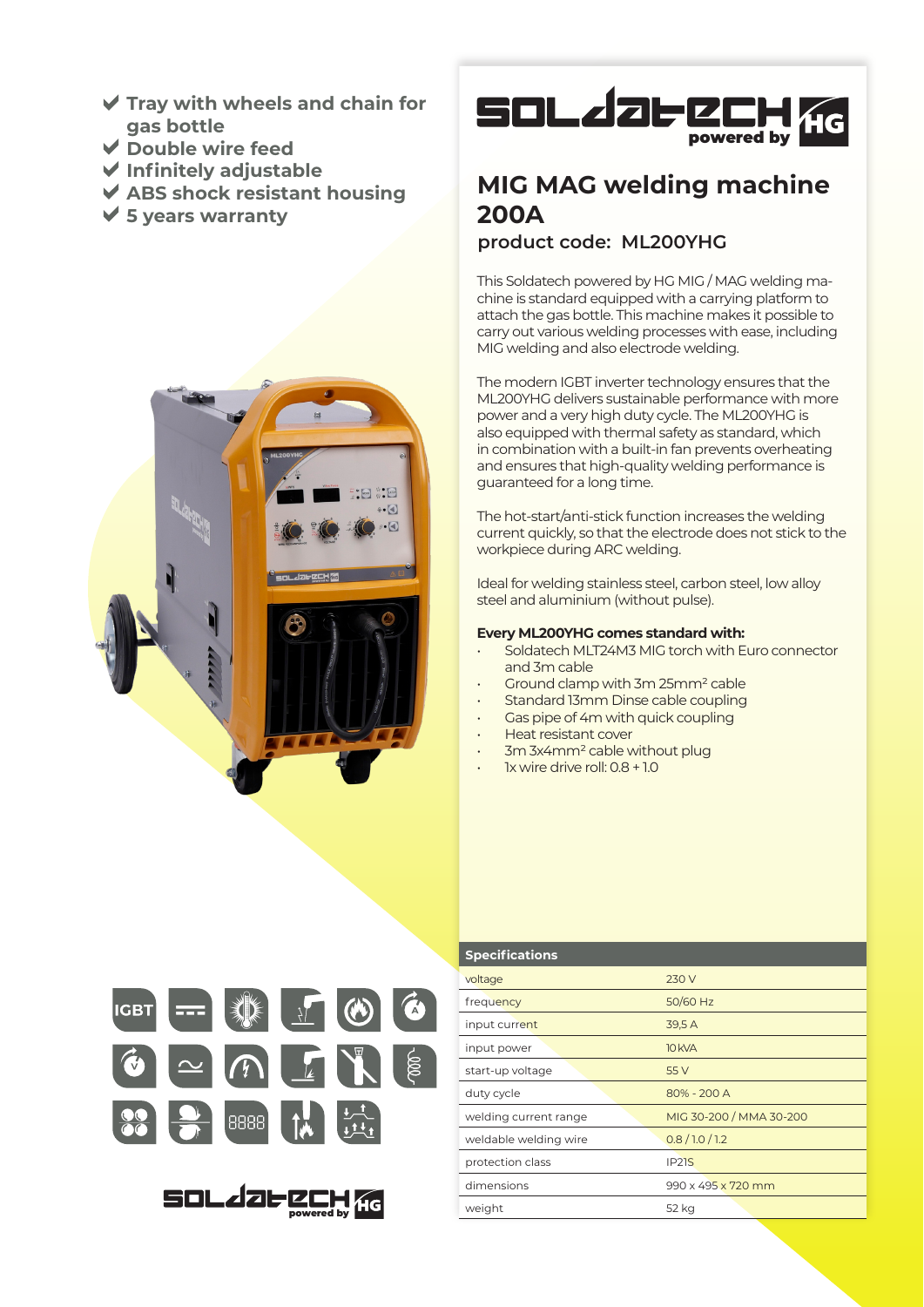- ✔ Tray with wheels and chain for gas bottle
- ✔ Double wire feed
- ✔ Infinitely adjustable
- ✔ ABS shock resistant housing
- ✔ 5 years warranty

SOLDATECH powered by HG

# MIG MAG welding machine 200A

## product code: ML200YHG

This Soldatech powered by HG MIG / MAG welding machine is standard equipped with a carrying platform to attach the gas bottle. This machine makes it possible to carry out various welding processes with ease, including MIG welding and also electrode welding.

The modern IGBT inverter technology ensures that the ML200YHG delivers sustainable performance with more power and a very high duty cycle. The ML200YHG is also equipped with thermal safety as standard, which in combination with a built-in fan prevents overheating and ensures that high-quality welding performance is guaranteed for a long time.

The hot-start/anti-stick function increases the welding current quickly, so that the electrode does not stick to the workpiece during ARC welding.

Ideal for welding stainless steel, carbon steel, low alloy steel and aluminium (without pulse).

**Every ML200YHG comes standard with:**

- Soldatech MLT24M3 MIG torch with Euro connector and 3m cable
- Ground clamp with 3m 25mm² cable
- Standard 13mm Dinse cable coupling
- Gas pipe of 4m with quick coupling
- Heat resistant cover
- 3m 3x4mm² cable without plug
- 1x wire drive roll: 0.8 + 1.0

| Specifications | |
|---|---|
| voltage | 230 V |
| frequency | 50/60 Hz |
| input current | 39,5 A |
| input power | 10 kVA |
| start-up voltage | 55 V |
| duty cycle | 80% - 200 A |
| welding current range | MIG 30-200 / MMA 30-200 |
| weldable welding wire | 0.8 / 1.0 / 1.2 |
| protection class | IP21S |
| dimensions | 990 x 495 x 720 mm |
| weight | 52 kg |

SOLDATECH powered by HG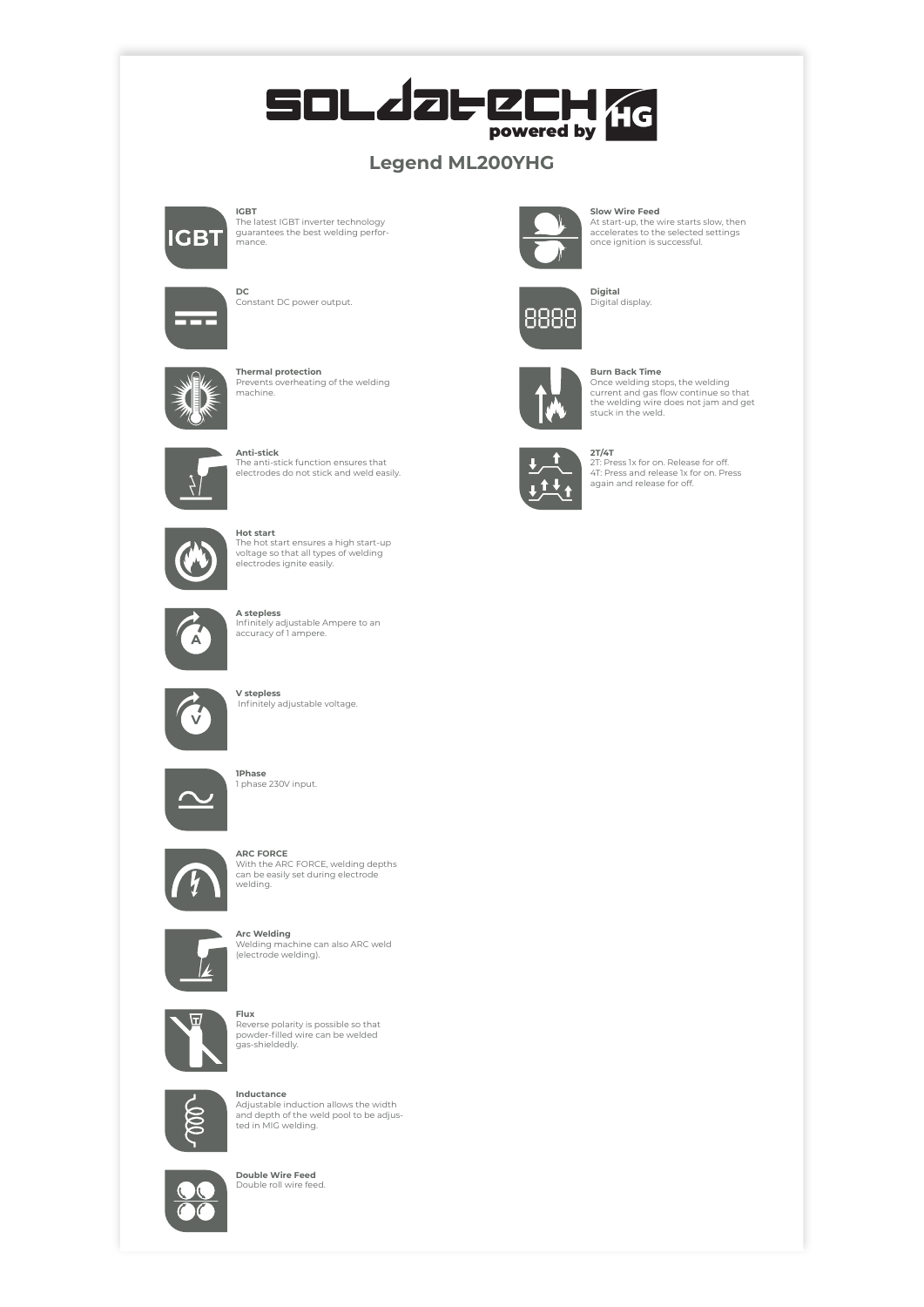# SOLDATECH powered by HG

## Legend ML200YHG

**IGBT**
The latest IGBT inverter technology guarantees the best welding performance.

**DC**
Constant DC power output.

**Thermal protection**
Prevents overheating of the welding machine.

**Anti-stick**
The anti-stick function ensures that electrodes do not stick and weld easily.

**Hot start**
The hot start ensures a high start-up voltage so that all types of welding electrodes ignite easily.

**A stepless**
Infinitely adjustable Ampere to an accuracy of 1 ampere.

**V stepless**
Infinitely adjustable voltage.

**1Phase**
1 phase 230V input.

**ARC FORCE**
With the ARC FORCE, welding depths can be easily set during electrode welding.

**Arc Welding**
Welding machine can also ARC weld (electrode welding).

**Flux**
Reverse polarity is possible so that powder-filled wire can be welded gas-shieldedly.

**Inductance**
Adjustable induction allows the width and depth of the weld pool to be adjusted in MIG welding.

**Double Wire Feed**
Double roll wire feed.

**Slow Wire Feed**
At start-up, the wire starts slow, then accelerates to the selected settings once ignition is successful.

**Digital**
Digital display.

**Burn Back Time**
Once welding stops, the welding current and gas flow continue so that the welding wire does not jam and get stuck in the weld.

**2T/4T**
2T: Press 1x for on. Release for off.
4T: Press and release 1x for on. Press again and release for off.